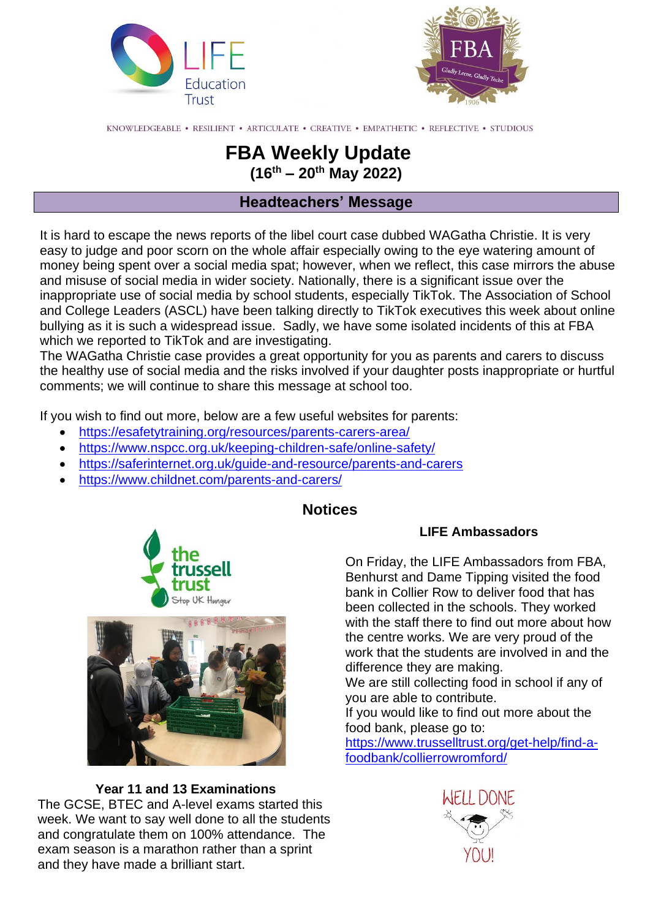KNOWLEDGEABLE • RESILIENT • ARTICULATE • CREATIVE • EMPATHETIC • REFLECTIVE • STUDIOUS

# FBA Weekly Update

**(16th – 20th May 2022)**

## Headteachers' Message

It is hard to escape the news reports of the libel court case dubbed WAGatha Christie. It is very easy to judge and poor scorn on the whole affair especially owing to the eye watering amount of money being spent over a social media spat; however, when we reflect, this case mirrors the abuse and misuse of social media in wider society. Nationally, there is a significant issue over the inappropriate use of social media by school students, especially TikTok. The Association of School and College Leaders (ASCL) have been talking directly to TikTok executives this week about online bullying as it is such a widespread issue. Sadly, we have some isolated incidents of this at FBA which we reported to TikTok and are investigating.
The WAGatha Christie case provides a great opportunity for you as parents and carers to discuss the healthy use of social media and the risks involved if your daughter posts inappropriate or hurtful comments; we will continue to share this message at school too.

If you wish to find out more, below are a few useful websites for parents:

- https://esafetytraining.org/resources/parents-carers-area/
- https://www.nspcc.org.uk/keeping-children-safe/online-safety/
- https://saferinternet.org.uk/guide-and-resource/parents-and-carers
- https://www.childnet.com/parents-and-carers/

## Notices

### LIFE Ambassadors

On Friday, the LIFE Ambassadors from FBA, Benhurst and Dame Tipping visited the food bank in Collier Row to deliver food that has been collected in the schools. They worked with the staff there to find out more about how the centre works. We are very proud of the work that the students are involved in and the difference they are making.
We are still collecting food in school if any of you are able to contribute.
If you would like to find out more about the food bank, please go to: https://www.trusselltrust.org/get-help/find-a-foodbank/collierrowromford/

### Year 11 and 13 Examinations

The GCSE, BTEC and A-level exams started this week. We want to say well done to all the students and congratulate them on 100% attendance. The exam season is a marathon rather than a sprint and they have made a brilliant start.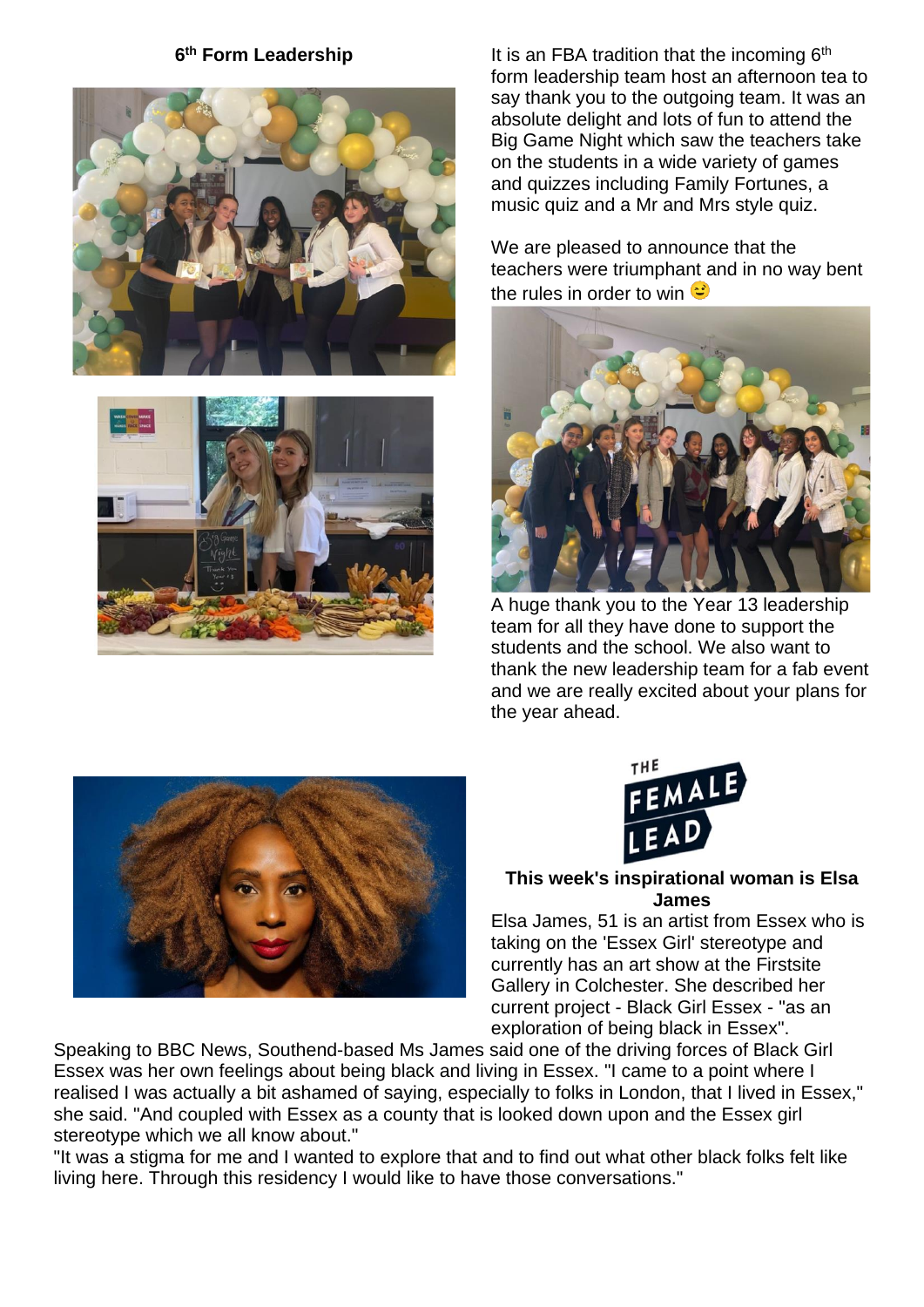## 6th Form Leadership

It is an FBA tradition that the incoming 6th form leadership team host an afternoon tea to say thank you to the outgoing team. It was an absolute delight and lots of fun to attend the Big Game Night which saw the teachers take on the students in a wide variety of games and quizzes including Family Fortunes, a music quiz and a Mr and Mrs style quiz.

We are pleased to announce that the teachers were triumphant and in no way bent the rules in order to win 😉

A huge thank you to the Year 13 leadership team for all they have done to support the students and the school. We also want to thank the new leadership team for a fab event and we are really excited about your plans for the year ahead.

THE FEMALE LEAD

**This week's inspirational woman is Elsa James**

Elsa James, 51 is an artist from Essex who is taking on the 'Essex Girl' stereotype and currently has an art show at the Firstsite Gallery in Colchester. She described her current project - Black Girl Essex - "as an exploration of being black in Essex".

Speaking to BBC News, Southend-based Ms James said one of the driving forces of Black Girl Essex was her own feelings about being black and living in Essex. "I came to a point where I realised I was actually a bit ashamed of saying, especially to folks in London, that I lived in Essex," she said. "And coupled with Essex as a county that is looked down upon and the Essex girl stereotype which we all know about."

"It was a stigma for me and I wanted to explore that and to find out what other black folks felt like living here. Through this residency I would like to have those conversations."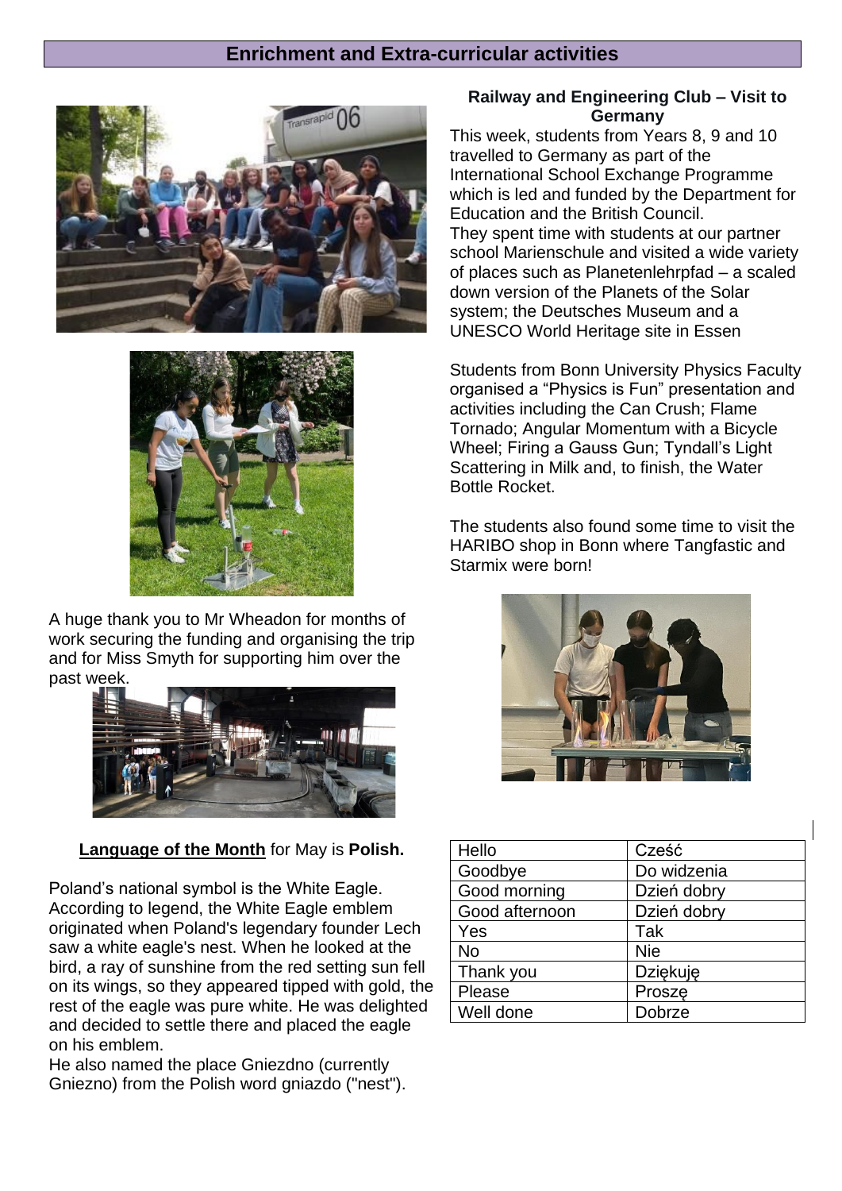## Enrichment and Extra-curricular activities

### Railway and Engineering Club – Visit to Germany

This week, students from Years 8, 9 and 10 travelled to Germany as part of the International School Exchange Programme which is led and funded by the Department for Education and the British Council.
They spent time with students at our partner school Marienschule and visited a wide variety of places such as Planetenlehrpfad – a scaled down version of the Planets of the Solar system; the Deutsches Museum and a UNESCO World Heritage site in Essen

Students from Bonn University Physics Faculty organised a "Physics is Fun" presentation and activities including the Can Crush; Flame Tornado; Angular Momentum with a Bicycle Wheel; Firing a Gauss Gun; Tyndall's Light Scattering in Milk and, to finish, the Water Bottle Rocket.

The students also found some time to visit the HARIBO shop in Bonn where Tangfastic and Starmix were born!

A huge thank you to Mr Wheadon for months of work securing the funding and organising the trip and for Miss Smyth for supporting him over the past week.

**<u>Language of the Month</u>** for May is **Polish.**

Poland's national symbol is the White Eagle. According to legend, the White Eagle emblem originated when Poland's legendary founder Lech saw a white eagle's nest. When he looked at the bird, a ray of sunshine from the red setting sun fell on its wings, so they appeared tipped with gold, the rest of the eagle was pure white. He was delighted and decided to settle there and placed the eagle on his emblem.
He also named the place Gniezdno (currently Gniezno) from the Polish word gniazdo ("nest").

| Hello | Cześć |
|---|---|
| Goodbye | Do widzenia |
| Good morning | Dzień dobry |
| Good afternoon | Dzień dobry |
| Yes | Tak |
| No | Nie |
| Thank you | Dziękuję |
| Please | Proszę |
| Well done | Dobrze |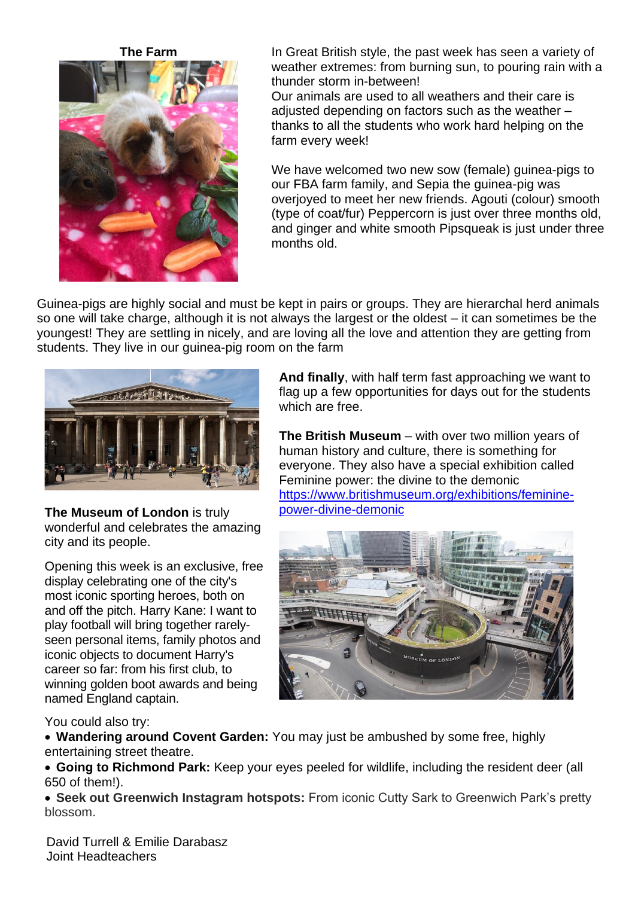**The Farm**

In Great British style, the past week has seen a variety of weather extremes: from burning sun, to pouring rain with a thunder storm in-between!
Our animals are used to all weathers and their care is adjusted depending on factors such as the weather – thanks to all the students who work hard helping on the farm every week!

We have welcomed two new sow (female) guinea-pigs to our FBA farm family, and Sepia the guinea-pig was overjoyed to meet her new friends. Agouti (colour) smooth (type of coat/fur) Peppercorn is just over three months old, and ginger and white smooth Pipsqueak is just under three months old.

Guinea-pigs are highly social and must be kept in pairs or groups. They are hierarchal herd animals so one will take charge, although it is not always the largest or the oldest – it can sometimes be the youngest! They are settling in nicely, and are loving all the love and attention they are getting from students. They live in our guinea-pig room on the farm

**And finally**, with half term fast approaching we want to flag up a few opportunities for days out for the students which are free.

**The British Museum** – with over two million years of human history and culture, there is something for everyone. They also have a special exhibition called Feminine power: the divine to the demonic https://www.britishmuseum.org/exhibitions/feminine-power-divine-demonic

**The Museum of London** is truly wonderful and celebrates the amazing city and its people.

Opening this week is an exclusive, free display celebrating one of the city's most iconic sporting heroes, both on and off the pitch. Harry Kane: I want to play football will bring together rarely-seen personal items, family photos and iconic objects to document Harry's career so far: from his first club, to winning golden boot awards and being named England captain.

You could also try:

- **Wandering around Covent Garden:** You may just be ambushed by some free, highly entertaining street theatre.
- **Going to Richmond Park:** Keep your eyes peeled for wildlife, including the resident deer (all 650 of them!).
- **Seek out Greenwich Instagram hotspots:** From iconic Cutty Sark to Greenwich Park's pretty blossom.

David Turrell & Emilie Darabasz
Joint Headteachers